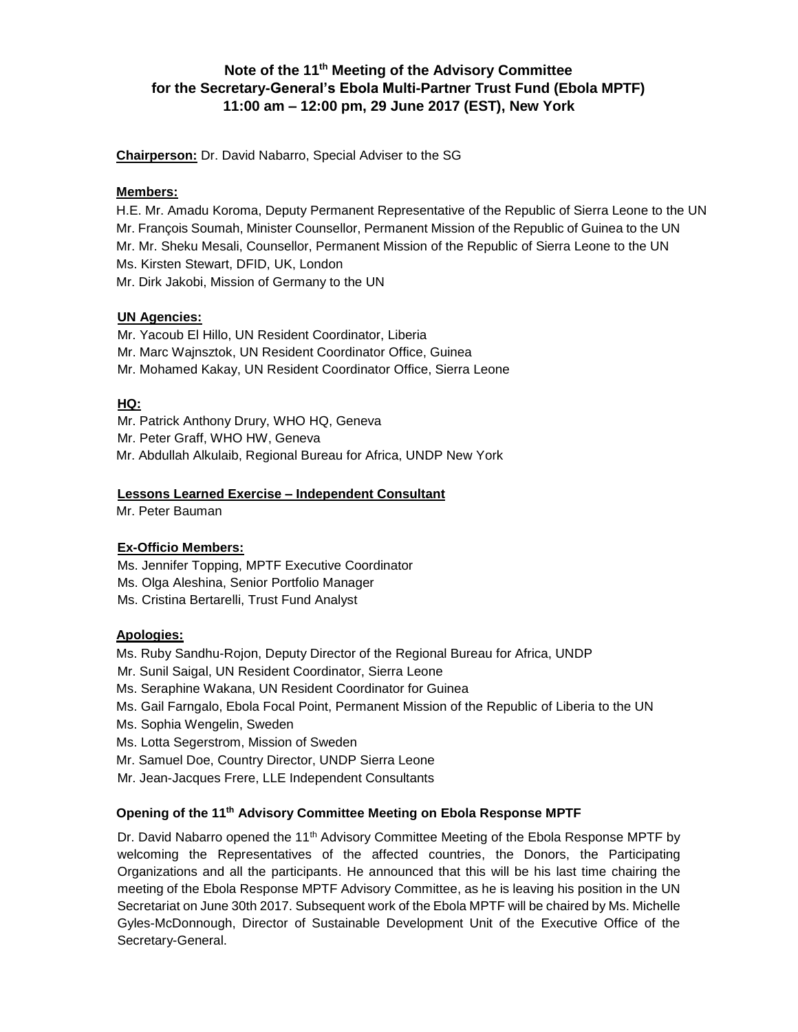# Note of the 11th Meeting of the Advisory Committee for the Secretary-General's Ebola Multi-Partner Trust Fund (Ebola MPTF) 11:00 am – 12:00 pm, 29 June 2017 (EST), New York

**Chairperson:** Dr. David Nabarro, Special Adviser to the SG

**Members:**

H.E. Mr. Amadu Koroma, Deputy Permanent Representative of the Republic of Sierra Leone to the UN
Mr. François Soumah, Minister Counsellor, Permanent Mission of the Republic of Guinea to the UN
Mr. Mr. Sheku Mesali, Counsellor, Permanent Mission of the Republic of Sierra Leone to the UN
Ms. Kirsten Stewart, DFID, UK, London
Mr. Dirk Jakobi, Mission of Germany to the UN

**UN Agencies:**

Mr. Yacoub El Hillo, UN Resident Coordinator, Liberia
Mr. Marc Wajnsztok, UN Resident Coordinator Office, Guinea
Mr. Mohamed Kakay, UN Resident Coordinator Office, Sierra Leone

**HQ:**

Mr. Patrick Anthony Drury, WHO HQ, Geneva
Mr. Peter Graff, WHO HW, Geneva
Mr. Abdullah Alkulaib, Regional Bureau for Africa, UNDP New York

**Lessons Learned Exercise – Independent Consultant**

Mr. Peter Bauman

**Ex-Officio Members:**

Ms. Jennifer Topping, MPTF Executive Coordinator
Ms. Olga Aleshina, Senior Portfolio Manager
Ms. Cristina Bertarelli, Trust Fund Analyst

**Apologies:**

Ms. Ruby Sandhu-Rojon, Deputy Director of the Regional Bureau for Africa, UNDP
Mr. Sunil Saigal, UN Resident Coordinator, Sierra Leone
Ms. Seraphine Wakana, UN Resident Coordinator for Guinea
Ms. Gail Farngalo, Ebola Focal Point, Permanent Mission of the Republic of Liberia to the UN
Ms. Sophia Wengelin, Sweden
Ms. Lotta Segerstrom, Mission of Sweden
Mr. Samuel Doe, Country Director, UNDP Sierra Leone
Mr. Jean-Jacques Frere, LLE Independent Consultants

## Opening of the 11th Advisory Committee Meeting on Ebola Response MPTF

Dr. David Nabarro opened the 11th Advisory Committee Meeting of the Ebola Response MPTF by welcoming the Representatives of the affected countries, the Donors, the Participating Organizations and all the participants. He announced that this will be his last time chairing the meeting of the Ebola Response MPTF Advisory Committee, as he is leaving his position in the UN Secretariat on June 30th 2017. Subsequent work of the Ebola MPTF will be chaired by Ms. Michelle Gyles-McDonnough, Director of Sustainable Development Unit of the Executive Office of the Secretary-General.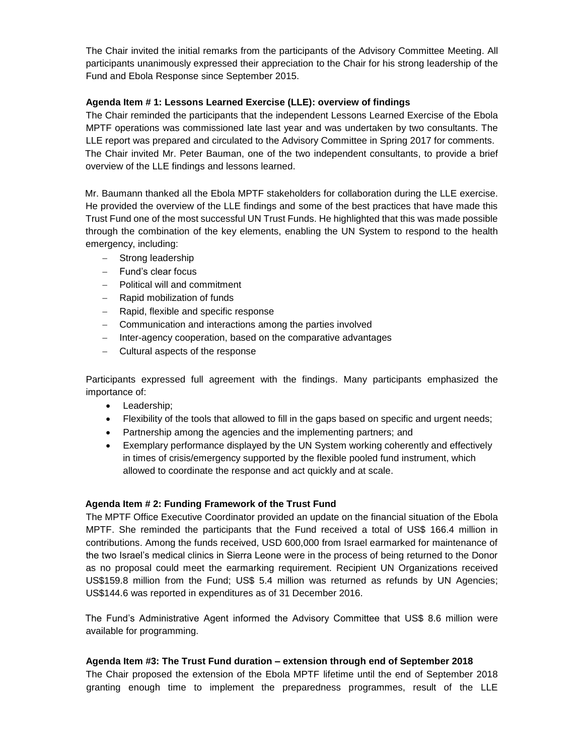The Chair invited the initial remarks from the participants of the Advisory Committee Meeting. All participants unanimously expressed their appreciation to the Chair for his strong leadership of the Fund and Ebola Response since September 2015.

**Agenda Item # 1: Lessons Learned Exercise (LLE): overview of findings**

The Chair reminded the participants that the independent Lessons Learned Exercise of the Ebola MPTF operations was commissioned late last year and was undertaken by two consultants. The LLE report was prepared and circulated to the Advisory Committee in Spring 2017 for comments. The Chair invited Mr. Peter Bauman, one of the two independent consultants, to provide a brief overview of the LLE findings and lessons learned.

Mr. Baumann thanked all the Ebola MPTF stakeholders for collaboration during the LLE exercise. He provided the overview of the LLE findings and some of the best practices that have made this Trust Fund one of the most successful UN Trust Funds. He highlighted that this was made possible through the combination of the key elements, enabling the UN System to respond to the health emergency, including:

- Strong leadership
- Fund's clear focus
- Political will and commitment
- Rapid mobilization of funds
- Rapid, flexible and specific response
- Communication and interactions among the parties involved
- Inter-agency cooperation, based on the comparative advantages
- Cultural aspects of the response

Participants expressed full agreement with the findings. Many participants emphasized the importance of:

- Leadership;
- Flexibility of the tools that allowed to fill in the gaps based on specific and urgent needs;
- Partnership among the agencies and the implementing partners; and
- Exemplary performance displayed by the UN System working coherently and effectively in times of crisis/emergency supported by the flexible pooled fund instrument, which allowed to coordinate the response and act quickly and at scale.

**Agenda Item # 2: Funding Framework of the Trust Fund**

The MPTF Office Executive Coordinator provided an update on the financial situation of the Ebola MPTF. She reminded the participants that the Fund received a total of US$ 166.4 million in contributions. Among the funds received, USD 600,000 from Israel earmarked for maintenance of the two Israel's medical clinics in Sierra Leone were in the process of being returned to the Donor as no proposal could meet the earmarking requirement. Recipient UN Organizations received US$159.8 million from the Fund; US$ 5.4 million was returned as refunds by UN Agencies; US$144.6 was reported in expenditures as of 31 December 2016.

The Fund's Administrative Agent informed the Advisory Committee that US$ 8.6 million were available for programming.

**Agenda Item #3: The Trust Fund duration – extension through end of September 2018**

The Chair proposed the extension of the Ebola MPTF lifetime until the end of September 2018 granting enough time to implement the preparedness programmes, result of the LLE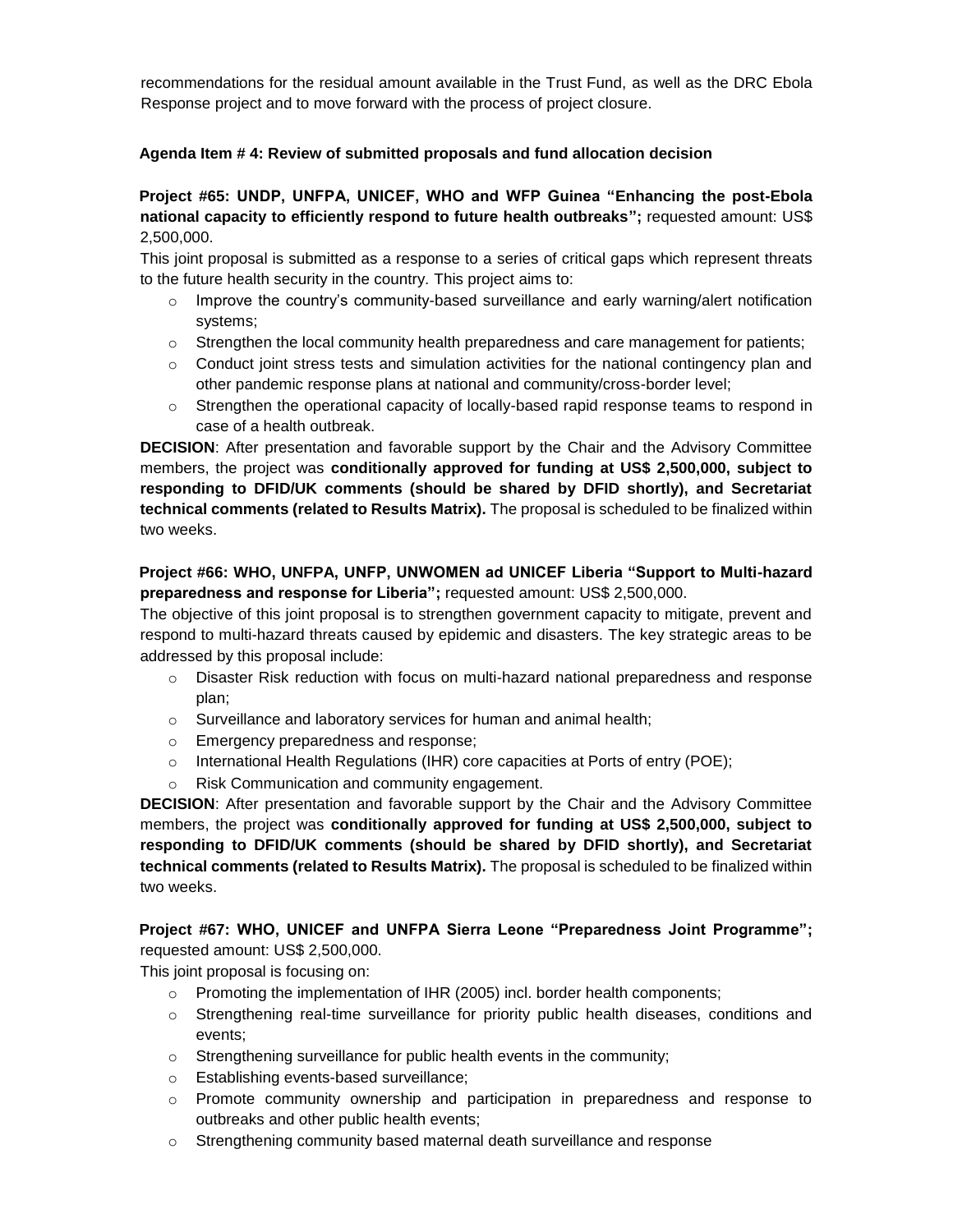recommendations for the residual amount available in the Trust Fund, as well as the DRC Ebola Response project and to move forward with the process of project closure.

**Agenda Item # 4: Review of submitted proposals and fund allocation decision**

**Project #65: UNDP, UNFPA, UNICEF, WHO and WFP Guinea "Enhancing the post-Ebola national capacity to efficiently respond to future health outbreaks";** requested amount: US$ 2,500,000.

This joint proposal is submitted as a response to a series of critical gaps which represent threats to the future health security in the country. This project aims to:

- Improve the country's community-based surveillance and early warning/alert notification systems;
- Strengthen the local community health preparedness and care management for patients;
- Conduct joint stress tests and simulation activities for the national contingency plan and other pandemic response plans at national and community/cross-border level;
- Strengthen the operational capacity of locally-based rapid response teams to respond in case of a health outbreak.

**DECISION**: After presentation and favorable support by the Chair and the Advisory Committee members, the project was **conditionally approved for funding at US$ 2,500,000, subject to responding to DFID/UK comments (should be shared by DFID shortly), and Secretariat technical comments (related to Results Matrix).** The proposal is scheduled to be finalized within two weeks.

**Project #66: WHO, UNFPA, UNFP, UNWOMEN ad UNICEF Liberia "Support to Multi-hazard preparedness and response for Liberia";** requested amount: US$ 2,500,000.

The objective of this joint proposal is to strengthen government capacity to mitigate, prevent and respond to multi-hazard threats caused by epidemic and disasters. The key strategic areas to be addressed by this proposal include:

- Disaster Risk reduction with focus on multi-hazard national preparedness and response plan;
- Surveillance and laboratory services for human and animal health;
- Emergency preparedness and response;
- International Health Regulations (IHR) core capacities at Ports of entry (POE);
- Risk Communication and community engagement.

**DECISION**: After presentation and favorable support by the Chair and the Advisory Committee members, the project was **conditionally approved for funding at US$ 2,500,000, subject to responding to DFID/UK comments (should be shared by DFID shortly), and Secretariat technical comments (related to Results Matrix).** The proposal is scheduled to be finalized within two weeks.

**Project #67: WHO, UNICEF and UNFPA Sierra Leone "Preparedness Joint Programme";** requested amount: US$ 2,500,000.

This joint proposal is focusing on:

- Promoting the implementation of IHR (2005) incl. border health components;
- Strengthening real-time surveillance for priority public health diseases, conditions and events;
- Strengthening surveillance for public health events in the community;
- Establishing events-based surveillance;
- Promote community ownership and participation in preparedness and response to outbreaks and other public health events;
- Strengthening community based maternal death surveillance and response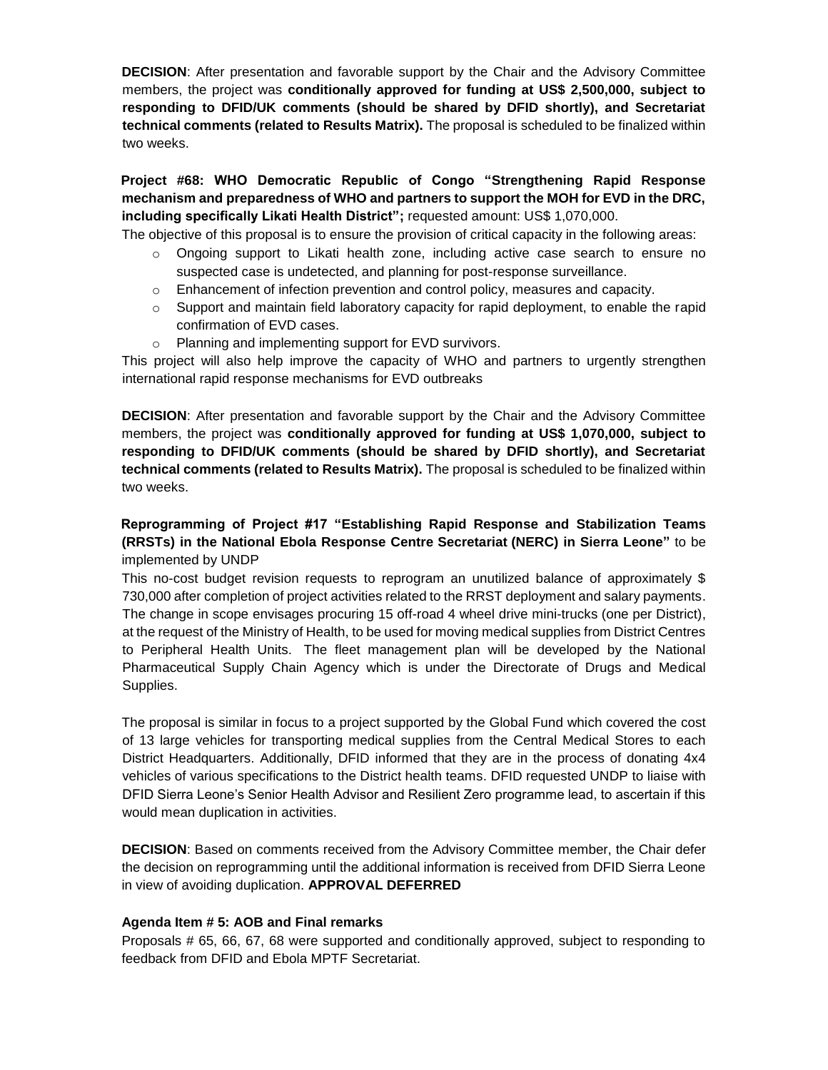**DECISION**: After presentation and favorable support by the Chair and the Advisory Committee members, the project was **conditionally approved for funding at US$ 2,500,000, subject to responding to DFID/UK comments (should be shared by DFID shortly), and Secretariat technical comments (related to Results Matrix).** The proposal is scheduled to be finalized within two weeks.

**Project #68: WHO Democratic Republic of Congo "Strengthening Rapid Response mechanism and preparedness of WHO and partners to support the MOH for EVD in the DRC, including specifically Likati Health District";** requested amount: US$ 1,070,000.

The objective of this proposal is to ensure the provision of critical capacity in the following areas:

- Ongoing support to Likati health zone, including active case search to ensure no suspected case is undetected, and planning for post-response surveillance.
- Enhancement of infection prevention and control policy, measures and capacity.
- Support and maintain field laboratory capacity for rapid deployment, to enable the rapid confirmation of EVD cases.
- Planning and implementing support for EVD survivors.

This project will also help improve the capacity of WHO and partners to urgently strengthen international rapid response mechanisms for EVD outbreaks

**DECISION**: After presentation and favorable support by the Chair and the Advisory Committee members, the project was **conditionally approved for funding at US$ 1,070,000, subject to responding to DFID/UK comments (should be shared by DFID shortly), and Secretariat technical comments (related to Results Matrix).** The proposal is scheduled to be finalized within two weeks.

**Reprogramming of Project #17 "Establishing Rapid Response and Stabilization Teams (RRSTs) in the National Ebola Response Centre Secretariat (NERC) in Sierra Leone"** to be implemented by UNDP

This no-cost budget revision requests to reprogram an unutilized balance of approximately $ 730,000 after completion of project activities related to the RRST deployment and salary payments. The change in scope envisages procuring 15 off-road 4 wheel drive mini-trucks (one per District), at the request of the Ministry of Health, to be used for moving medical supplies from District Centres to Peripheral Health Units. The fleet management plan will be developed by the National Pharmaceutical Supply Chain Agency which is under the Directorate of Drugs and Medical Supplies.

The proposal is similar in focus to a project supported by the Global Fund which covered the cost of 13 large vehicles for transporting medical supplies from the Central Medical Stores to each District Headquarters. Additionally, DFID informed that they are in the process of donating 4x4 vehicles of various specifications to the District health teams. DFID requested UNDP to liaise with DFID Sierra Leone's Senior Health Advisor and Resilient Zero programme lead, to ascertain if this would mean duplication in activities.

**DECISION**: Based on comments received from the Advisory Committee member, the Chair defer the decision on reprogramming until the additional information is received from DFID Sierra Leone in view of avoiding duplication. **APPROVAL DEFERRED**

**Agenda Item # 5: AOB and Final remarks**

Proposals # 65, 66, 67, 68 were supported and conditionally approved, subject to responding to feedback from DFID and Ebola MPTF Secretariat.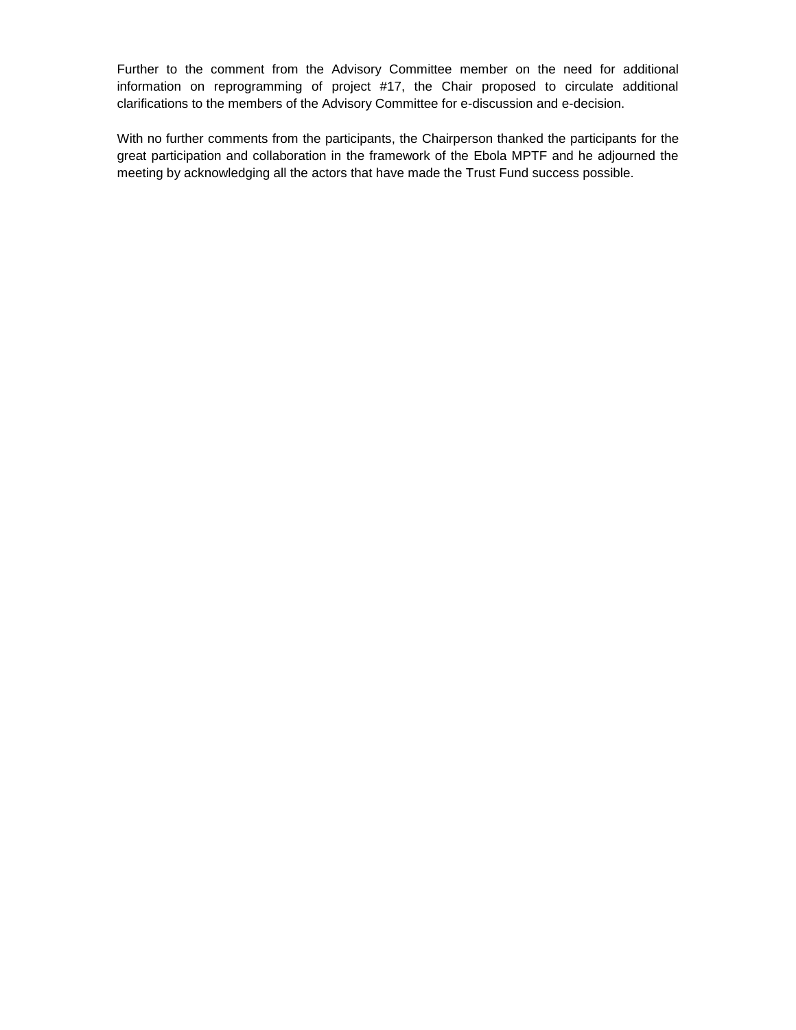Further to the comment from the Advisory Committee member on the need for additional information on reprogramming of project #17, the Chair proposed to circulate additional clarifications to the members of the Advisory Committee for e-discussion and e-decision.

With no further comments from the participants, the Chairperson thanked the participants for the great participation and collaboration in the framework of the Ebola MPTF and he adjourned the meeting by acknowledging all the actors that have made the Trust Fund success possible.